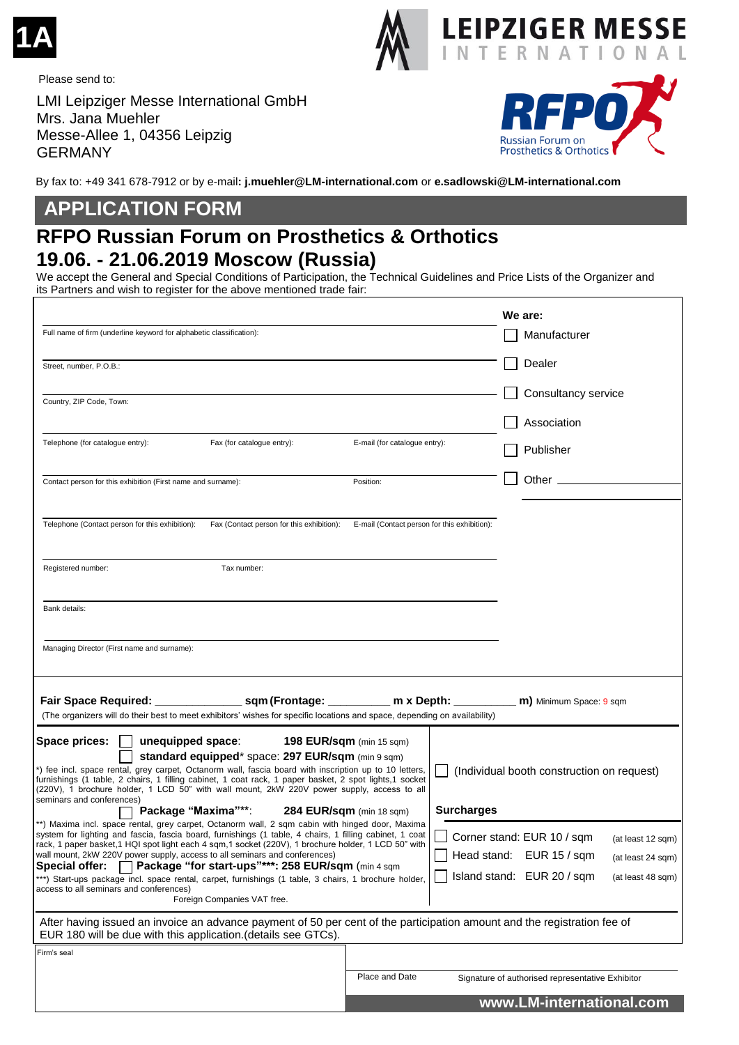1A

Please send to:

LMI Leipziger Messe International GmbH
Mrs. Jana Muehler
Messe-Allee 1, 04356 Leipzig
GERMANY

LEIPZIGER MESSE INTERNATIONAL

RFPO Russian Forum on Prosthetics & Orthotics

By fax to: +49 341 678-7912 or by e-mail: **j.muehler@LM-international.com** or **e.sadlowski@LM-international.com**

## APPLICATION FORM

## RFPO Russian Forum on Prosthetics & Orthotics
## 19.06. - 21.06.2019 Moscow (Russia)

We accept the General and Special Conditions of Participation, the Technical Guidelines and Price Lists of the Organizer and its Partners and wish to register for the above mentioned trade fair:

Full name of firm (underline keyword for alphabetic classification):

Street, number, P.O.B.:

Country, ZIP Code, Town:

Telephone (for catalogue entry): Fax (for catalogue entry): E-mail (for catalogue entry):

Contact person for this exhibition (First name and surname): Position:

Telephone (Contact person for this exhibition): Fax (Contact person for this exhibition): E-mail (Contact person for this exhibition):

Registered number: Tax number:

Bank details:

Managing Director (First name and surname):

**We are:**

- ☐ Manufacturer
- ☐ Dealer
- ☐ Consultancy service
- ☐ Association
- ☐ Publisher
- ☐ Other ______________

**Fair Space Required:** ______________ **sqm (Frontage:** __________ **m x Depth:** __________ **m)** Minimum Space: 9 sqm

(The organizers will do their best to meet exhibitors' wishes for specific locations and space, depending on availability)

**Space prices:** ☐ **unequipped space**: **198 EUR/sqm** (min 15 sqm)

☐ **standard equipped*** space: **297 EUR/sqm** (min 9 sqm)

*) fee incl. space rental, grey carpet, Octanorm wall, fascia board with inscription up to 10 letters, furnishings (1 table, 2 chairs, 1 filling cabinet, 1 coat rack, 1 paper basket, 2 spot lights,1 socket (220V), 1 brochure holder, 1 LCD 50" with wall mount, 2kW 220V power supply, access to all seminars and conferences)

☐ **Package "Maxima"****: **284 EUR/sqm** (min 18 sqm)

**) Maxima incl. space rental, grey carpet, Octanorm wall, 2 sqm cabin with hinged door, Maxima system for lighting and fascia, fascia board, furnishings (1 table, 4 chairs, 1 filling cabinet, 1 coat rack, 1 paper basket,1 HQI spot light each 4 sqm,1 socket (220V), 1 brochure holder, 1 LCD 50" with wall mount, 2kW 220V power supply, access to all seminars and conferences)

**Special offer:** ☐ **Package "for start-ups"***: 258 EUR/sqm** (min 4 sqm

***) Start-ups package incl. space rental, carpet, furnishings (1 table, 3 chairs, 1 brochure holder, access to all seminars and conferences)

Foreign Companies VAT free.

☐ (Individual booth construction on request)

**Surcharges**

- ☐ Corner stand: EUR 10 / sqm (at least 12 sqm)
- ☐ Head stand: EUR 15 / sqm (at least 24 sqm)
- ☐ Island stand: EUR 20 / sqm (at least 48 sqm)

After having issued an invoice an advance payment of 50 per cent of the participation amount and the registration fee of EUR 180 will be due with this application.(details see GTCs).

Firm's seal

Place and Date    Signature of authorised representative Exhibitor

**www.LM-international.com**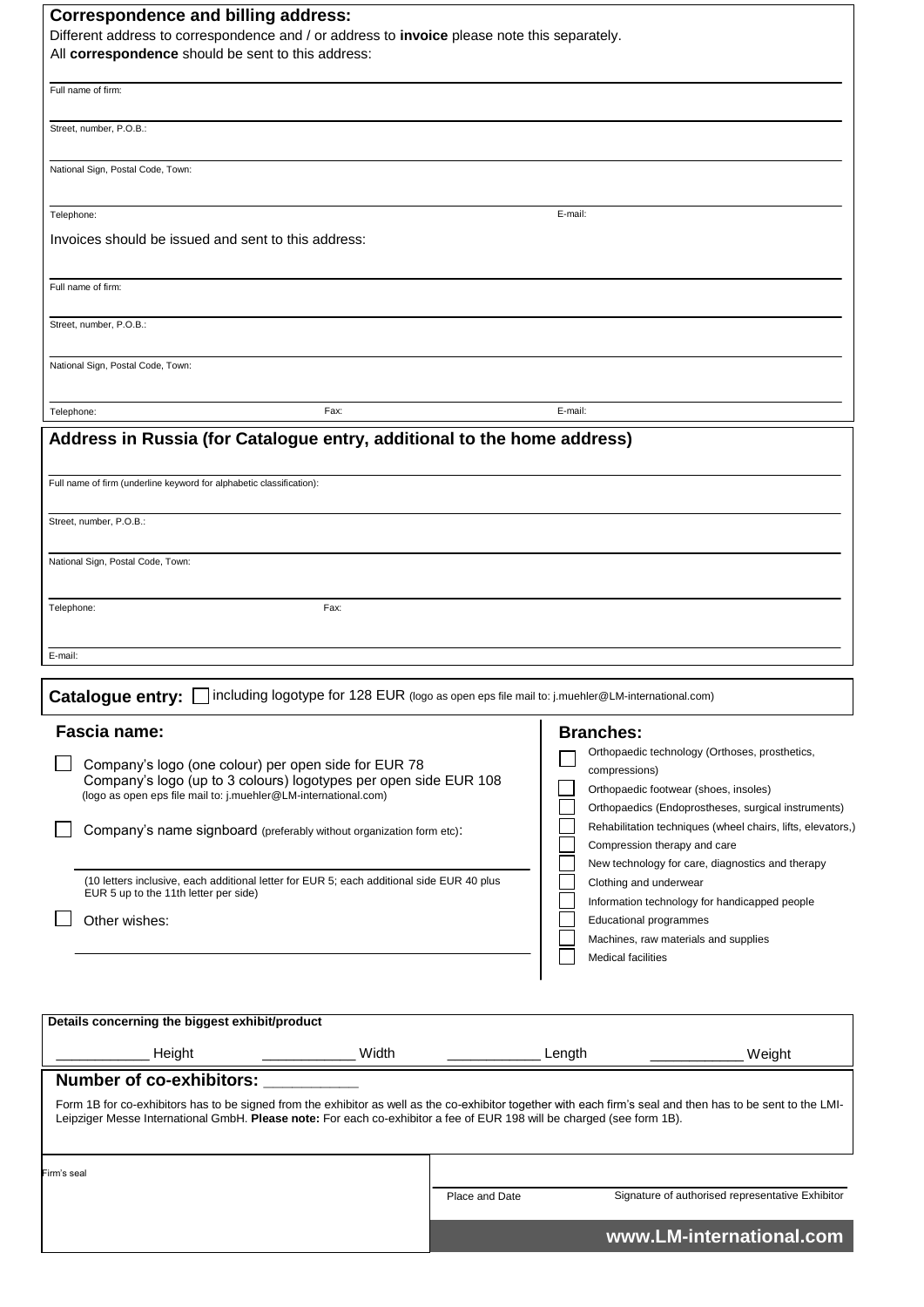## Correspondence and billing address:

Different address to correspondence and / or address to **invoice** please note this separately.
All **correspondence** should be sent to this address:

Full name of firm:

Street, number, P.O.B.:

National Sign, Postal Code, Town:

Telephone: E-mail:

Invoices should be issued and sent to this address:

Full name of firm:

Street, number, P.O.B.:

National Sign, Postal Code, Town:

Telephone: Fax: E-mail:

## Address in Russia (for Catalogue entry, additional to the home address)

Full name of firm (underline keyword for alphabetical classification):

Street, number, P.O.B.:

National Sign, Postal Code, Town:

Telephone: Fax:

E-mail:

**Catalogue entry:** ☐ including logotype for 128 EUR (logo as open eps file mail to: j.muehler@LM-international.com)

### Fascia name:

☐ Company's logo (one colour) per open side for EUR 78
Company's logo (up to 3 colours) logotypes per open side EUR 108
(logo as open eps file mail to: j.muehler@LM-international.com)

☐ Company's name signboard (preferably without organization form etc):

(10 letters inclusive, each additional letter for EUR 5; each additional side EUR 40 plus EUR 5 up to the 11th letter per side)

☐ Other wishes:

### Branches:

- ☐ Orthopaedic technology (Orthoses, prosthetics, compressions)
- ☐ Orthopaedic footwear (shoes, insoles)
- ☐ Orthopaedics (Endoprostheses, surgical instruments)
- ☐ Rehabilitation techniques (wheel chairs, lifts, elevators,)
- ☐ Compression therapy and care
- ☐ New technology for care, diagnostics and therapy
- ☐ Clothing and underwear
- ☐ Information technology for handicapped people
- ☐ Educational programmes
- ☐ Machines, raw materials and supplies
- ☐ Medical facilities

**Details concerning the biggest exhibit/product**

\_\_\_\_\_\_\_\_\_\_\_ Height \_\_\_\_\_\_\_\_\_\_\_ Width \_\_\_\_\_\_\_\_\_\_\_ Length \_\_\_\_\_\_\_\_\_\_\_ Weight

### Number of co-exhibitors: \_\_\_\_\_\_\_\_\_\_

Form 1B for co-exhibitors has to be signed from the exhibitor as well as the co-exhibitor together with each firm's seal and then has to be sent to the LMI-Leipziger Messe International GmbH. **Please note:** For each co-exhibitor a fee of EUR 198 will be charged (see form 1B).

Firm's seal

Place and Date Signature of authorised representative Exhibitor

**www.LM-international.com**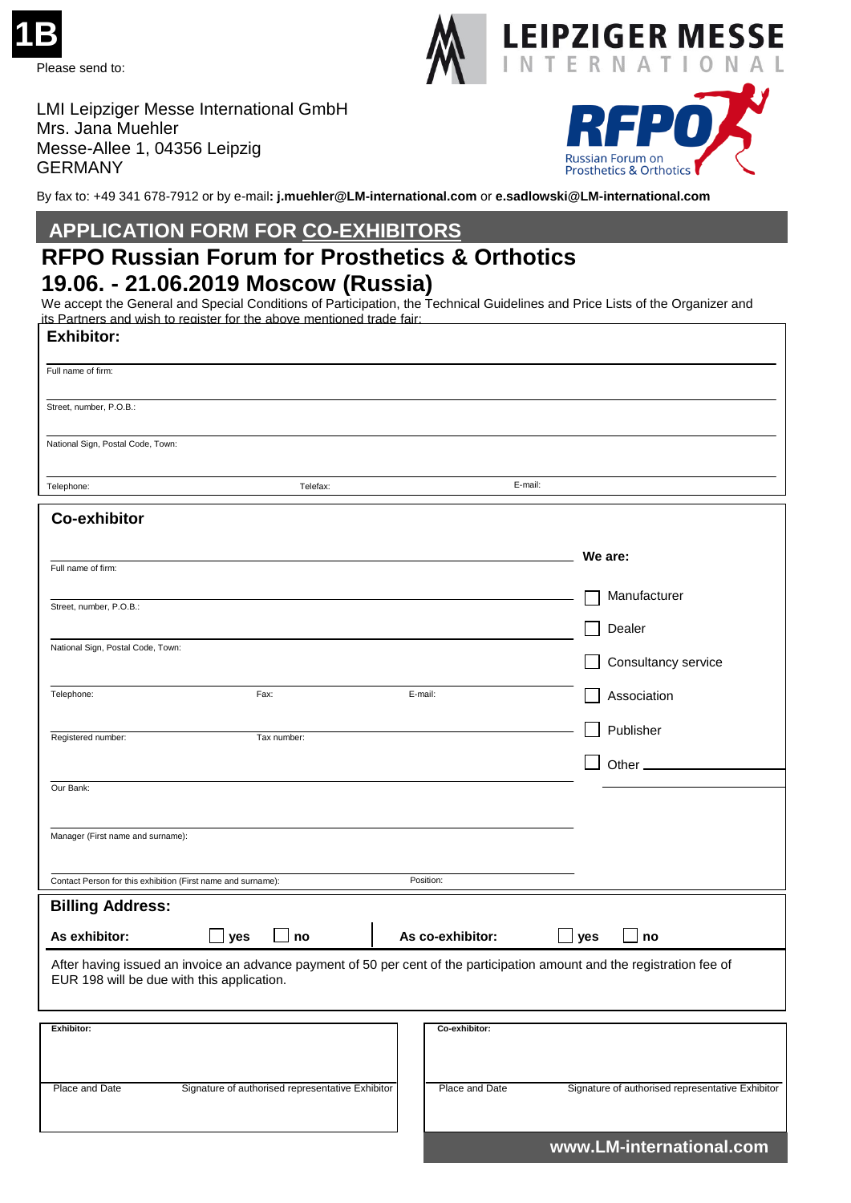**1B**

Please send to:

LMI Leipziger Messe International GmbH
Mrs. Jana Muehler
Messe-Allee 1, 04356 Leipzig
GERMANY

LEIPZIGER MESSE INTERNATIONAL

RFPO Russian Forum on Prosthetics & Orthotics

By fax to: +49 341 678-7912 or by e-mail: **j.muehler@LM-international.com** or **e.sadlowski@LM-international.com**

## APPLICATION FORM FOR CO-EXHIBITORS

# RFPO Russian Forum for Prosthetics & Orthotics

# 19.06. - 21.06.2019 Moscow (Russia)

We accept the General and Special Conditions of Participation, the Technical Guidelines and Price Lists of the Organizer and its Partners and wish to register for the above mentioned trade fair:

### Exhibitor:

Full name of firm:

Street, number, P.O.B.:

National Sign, Postal Code, Town:

Telephone: Telefax: E-mail:

### Co-exhibitor

Full name of firm:

Street, number, P.O.B.:

National Sign, Postal Code, Town:

Telephone: Fax: E-mail:

Registered number: Tax number:

Our Bank:

Manager (First name and surname):

Contact Person for this exhibition (First name and surname): Position:

**We are:**

- ☐ Manufacturer
- ☐ Dealer
- ☐ Consultancy service
- ☐ Association
- ☐ Publisher
- ☐ Other ____________

### Billing Address:

**As exhibitor:** ☐ yes ☐ no **As co-exhibitor:** ☐ yes ☐ no

After having issued an invoice an advance payment of 50 per cent of the participation amount and the registration fee of EUR 198 will be due with this application.

**Exhibitor:**

Place and Date Signature of authorised representative Exhibitor

**Co-exhibitor:**

Place and Date Signature of authorised representative Exhibitor

**www.LM-international.com**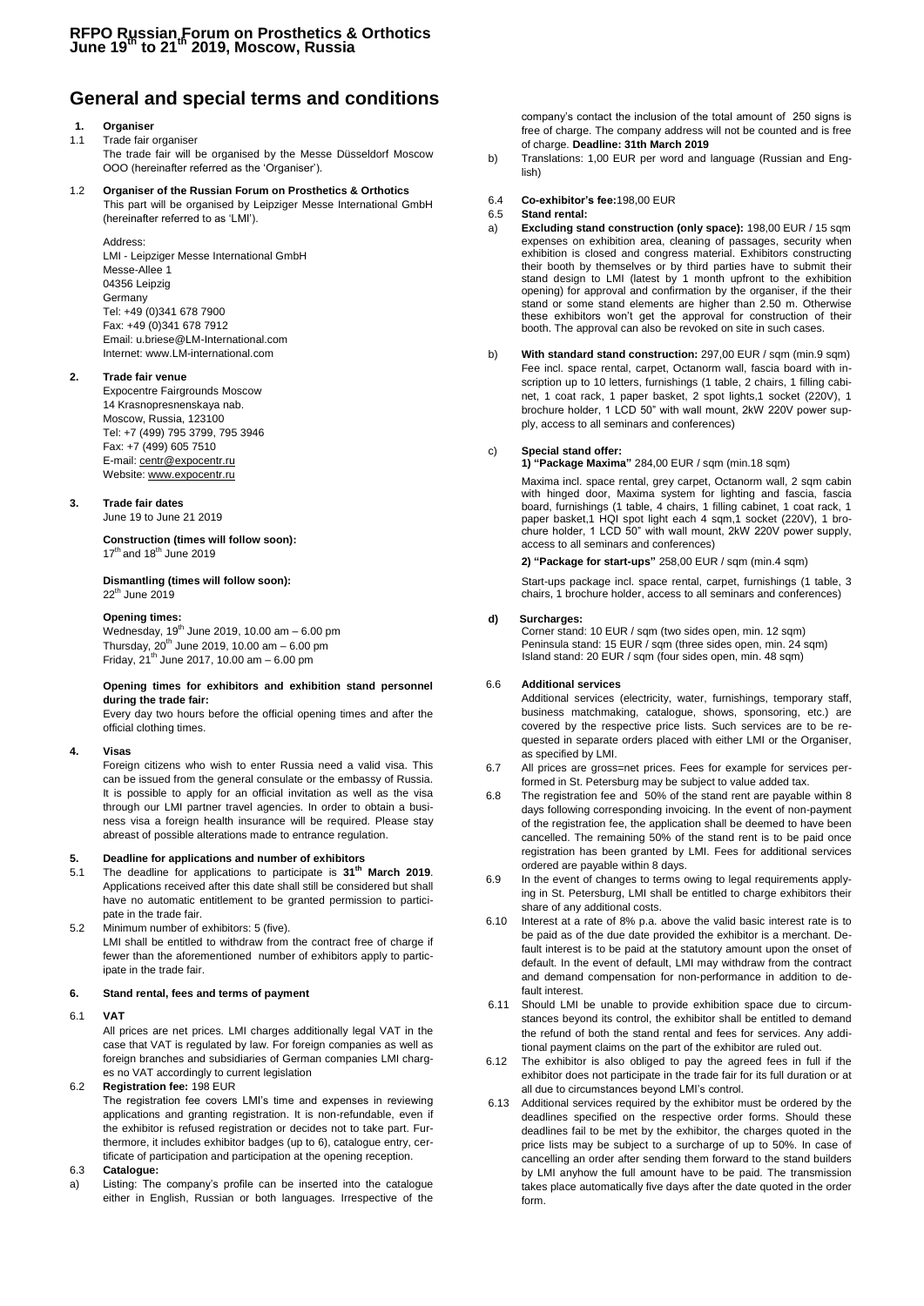# General and special terms and conditions

## 1. Organiser

1.1 Trade fair organiser

The trade fair will be organised by the Messe Düsseldorf Moscow OOO (hereinafter referred as the 'Organiser').

1.2 **Organiser of the Russian Forum on Prosthetics & Orthotics**

This part will be organised by Leipziger Messe International GmbH (hereinafter referred to as 'LMI').

Address:
LMI - Leipziger Messe International GmbH
Messe-Allee 1
04356 Leipzig
Germany
Tel: +49 (0)341 678 7900
Fax: +49 (0)341 678 7912
Email: u.briese@LM-International.com
Internet: www.LM-international.com

## 2. Trade fair venue

Expocentre Fairgrounds Moscow
14 Krasnopresnenskaya nab.
Moscow, Russia, 123100
Tel: +7 (499) 795 3799, 795 3946
Fax: +7 (499) 605 7510
E-mail: centr@expocentr.ru
Website: www.expocentr.ru

## 3. Trade fair dates

June 19 to June 21 2019

**Construction (times will follow soon):**
17th and 18th June 2019

**Dismantling (times will follow soon):**
22th June 2019

**Opening times:**
Wednesday, 19th June 2019, 10.00 am – 6.00 pm
Thursday, 20th June 2019, 10.00 am – 6.00 pm
Friday, 21th June 2017, 10.00 am – 6.00 pm

**Opening times for exhibitors and exhibition stand personnel during the trade fair:**

Every day two hours before the official opening times and after the official clothing times.

## 4. Visas

Foreign citizens who wish to enter Russia need a valid visa. This can be issued from the general consulate or the embassy of Russia. It is possible to apply for an official invitation as well as the visa through our LMI partner travel agencies. In order to obtain a business visa a foreign health insurance will be required. Please stay abreast of possible alterations made to entrance regulation.

## 5. Deadline for applications and number of exhibitors

5.1 The deadline for applications to participate is **31th March 2019**. Applications received after this date shall still be considered but shall have no automatic entitlement to be granted permission to participate in the trade fair.

5.2 Minimum number of exhibitors: 5 (five).
LMI shall be entitled to withdraw from the contract free of charge if fewer than the aforementioned number of exhibitors apply to participate in the trade fair.

## 6. Stand rental, fees and terms of payment

6.1 **VAT**

All prices are net prices. LMI charges additionally legal VAT in the case that VAT is regulated by law. For foreign companies as well as foreign branches and subsidiaries of German companies LMI charges no VAT accordingly to current legislation

6.2 **Registration fee:** 198 EUR

The registration fee covers LMI's time and expenses in reviewing applications and granting registration. It is non-refundable, even if the exhibitor is refused registration or decides not to take part. Furthermore, it includes exhibitor badges (up to 6), catalogue entry, certificate of participation and participation at the opening reception.

6.3 **Catalogue:**

a) Listing: The company's profile can be inserted into the catalogue either in English, Russian or both languages. Irrespective of the company's contact the inclusion of the total amount of 250 signs is free of charge. The company address will not be counted and is free of charge. **Deadline: 31th March 2019**

b) Translations: 1,00 EUR per word and language (Russian and English)

6.4 **Co-exhibitor's fee:**198,00 EUR

6.5 **Stand rental:**

a) **Excluding stand construction (only space):** 198,00 EUR / 15 sqm expenses on exhibition area, cleaning of passages, security when exhibition is closed and congress material. Exhibitors constructing their booth by themselves or by third parties have to submit their stand design to LMI (latest by 1 month upfront to the exhibition opening) for approval and confirmation by the organiser, if the their stand or some stand elements are higher than 2.50 m. Otherwise these exhibitors won't get the approval for construction of their booth. The approval can also be revoked on site in such cases.

b) **With standard stand construction:** 297,00 EUR / sqm (min.9 sqm) Fee incl. space rental, carpet, Octanorm wall, fascia board with inscription up to 10 letters, furnishings (1 table, 2 chairs, 1 filling cabinet, 1 coat rack, 1 paper basket, 2 spot lights,1 socket (220V), 1 brochure holder, 1 LCD 50" with wall mount, 2kW 220V power supply, access to all seminars and conferences)

c) **Special stand offer:**

**1) "Package Maxima"** 284,00 EUR / sqm (min.18 sqm)

Maxima incl. space rental, grey carpet, Octanorm wall, 2 sqm cabin with hinged door, Maxima system for lighting and fascia, fascia board, furnishings (1 table, 4 chairs, 1 filling cabinet, 1 coat rack, 1 paper basket,1 HQI spot light each 4 sqm,1 socket (220V), 1 brochure holder, 1 LCD 50" with wall mount, 2kW 220V power supply, access to all seminars and conferences)

**2) "Package for start-ups"** 258,00 EUR / sqm (min.4 sqm)

Start-ups package incl. space rental, carpet, furnishings (1 table, 3 chairs, 1 brochure holder, access to all seminars and conferences)

**d) Surcharges:**

Corner stand: 10 EUR / sqm (two sides open, min. 12 sqm)
Peninsula stand: 15 EUR / sqm (three sides open, min. 24 sqm)
Island stand: 20 EUR / sqm (four sides open, min. 48 sqm)

6.6 **Additional services**

Additional services (electricity, water, furnishings, temporary staff, business matchmaking, catalogue, shows, sponsoring, etc.) are covered by the respective price lists. Such services are to be requested in separate orders placed with either LMI or the Organiser, as specified by LMI.

6.7 All prices are gross=net prices. Fees for example for services performed in St. Petersburg may be subject to value added tax.

6.8 The registration fee and 50% of the stand rent are payable within 8 days following corresponding invoicing. In the event of non-payment of the registration fee, the application shall be deemed to have been cancelled. The remaining 50% of the stand rent is to be paid once registration has been granted by LMI. Fees for additional services ordered are payable within 8 days.

6.9 In the event of changes to terms owing to legal requirements applying in St. Petersburg, LMI shall be entitled to charge exhibitors their share of any additional costs.

6.10 Interest at a rate of 8% p.a. above the valid basic interest rate is to be paid as of the due date provided the exhibitor is a merchant. Default interest is to be paid at the statutory amount upon the onset of default. In the event of default, LMI may withdraw from the contract and demand compensation for non-performance in addition to default interest.

6.11 Should LMI be unable to provide exhibition space due to circumstances beyond its control, the exhibitor shall be entitled to demand the refund of both the stand rental and fees for services. Any additional payment claims on the part of the exhibitor are ruled out.

6.12 The exhibitor is also obliged to pay the agreed fees in full if the exhibitor does not participate in the trade fair for its full duration or at all due to circumstances beyond LMI's control.

6.13 Additional services required by the exhibitor must be ordered by the deadlines specified on the respective order forms. Should these deadlines fail to be met by the exhibitor, the charges quoted in the price lists may be subject to a surcharge of up to 50%. In case of cancelling an order after sending them forward to the stand builders by LMI anyhow the full amount have to be paid. The transmission takes place automatically five days after the date quoted in the order form.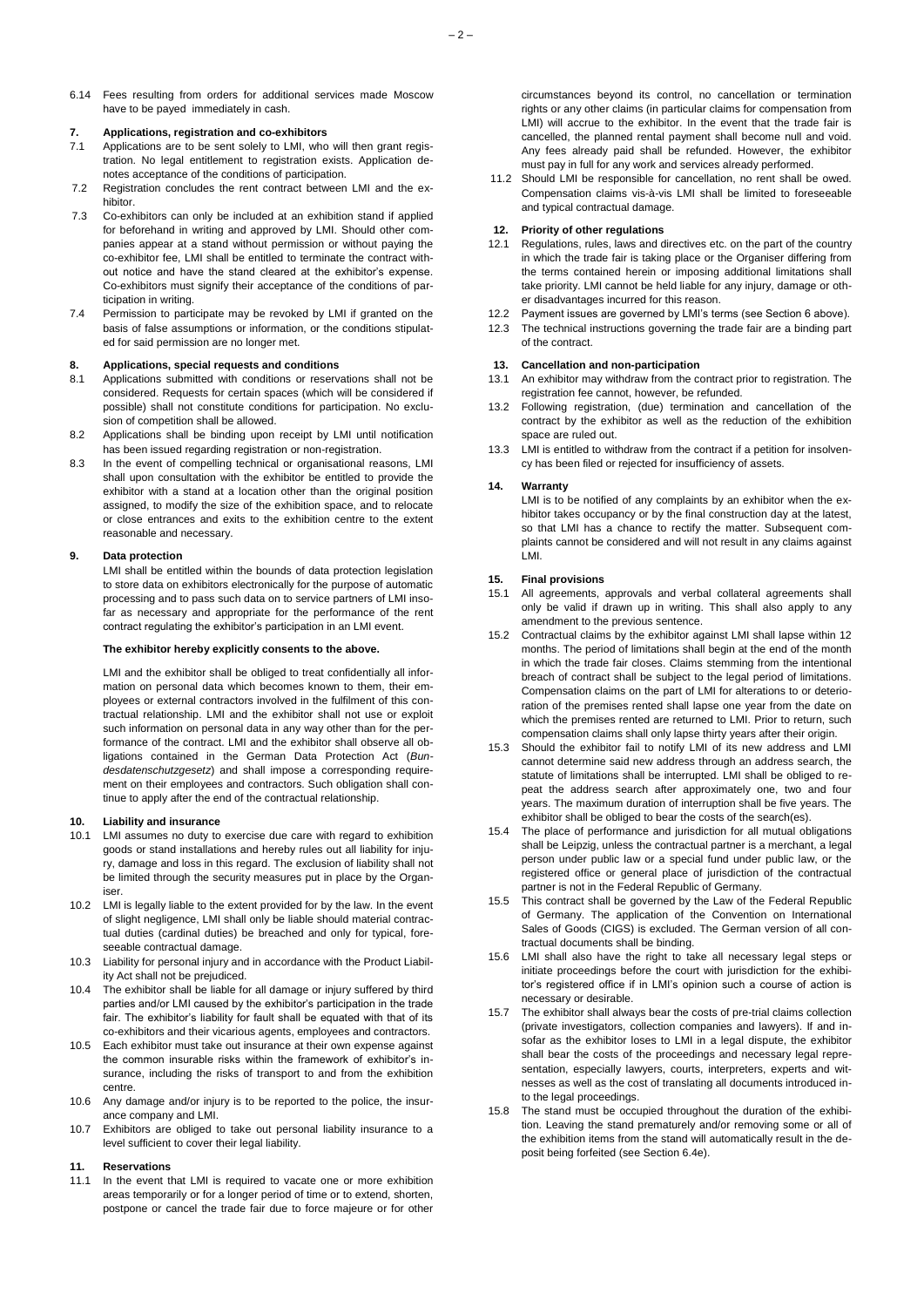6.14 Fees resulting from orders for additional services made Moscow have to be payed immediately in cash.

## 7. Applications, registration and co-exhibitors

7.1 Applications are to be sent solely to LMI, who will then grant registration. No legal entitlement to registration exists. Application denotes acceptance of the conditions of participation.

7.2 Registration concludes the rent contract between LMI and the exhibitor.

7.3 Co-exhibitors can only be included at an exhibition stand if applied for beforehand in writing and approved by LMI. Should other companies appear at a stand without permission or without paying the co-exhibitor fee, LMI shall be entitled to terminate the contract without notice and have the stand cleared at the exhibitor's expense. Co-exhibitors must signify their acceptance of the conditions of participation in writing.

7.4 Permission to participate may be revoked by LMI if granted on the basis of false assumptions or information, or the conditions stipulated for said permission are no longer met.

## 8. Applications, special requests and conditions

8.1 Applications submitted with conditions or reservations shall not be considered. Requests for certain spaces (which will be considered if possible) shall not constitute conditions for participation. No exclusion of competition shall be allowed.

8.2 Applications shall be binding upon receipt by LMI until notification has been issued regarding registration or non-registration.

8.3 In the event of compelling technical or organisational reasons, LMI shall upon consultation with the exhibitor be entitled to provide the exhibitor with a stand at a location other than the original position assigned, to modify the size of the exhibition space, and to relocate or close entrances and exits to the exhibition centre to the extent reasonable and necessary.

## 9. Data protection

LMI shall be entitled within the bounds of data protection legislation to store data on exhibitors electronically for the purpose of automatic processing and to pass such data on to service partners of LMI insofar as necessary and appropriate for the performance of the rent contract regulating the exhibitor's participation in an LMI event.

**The exhibitor hereby explicitly consents to the above.**

LMI and the exhibitor shall be obliged to treat confidentially all information on personal data which becomes known to them, their employees or external contractors involved in the fulfilment of this contractual relationship. LMI and the exhibitor shall not use or exploit such information on personal data in any way other than for the performance of the contract. LMI and the exhibitor shall observe all obligations contained in the German Data Protection Act (*Bundesdatenschutzgesetz*) and shall impose a corresponding requirement on their employees and contractors. Such obligation shall continue to apply after the end of the contractual relationship.

## 10. Liability and insurance

10.1 LMI assumes no duty to exercise due care with regard to exhibition goods or stand installations and hereby rules out all liability for injury, damage and loss in this regard. The exclusion of liability shall not be limited through the security measures put in place by the Organiser.

10.2 LMI is legally liable to the extent provided for by the law. In the event of slight negligence, LMI shall only be liable should material contractual duties (cardinal duties) be breached and only for typical, foreseeable contractual damage.

10.3 Liability for personal injury and in accordance with the Product Liability Act shall not be prejudiced.

10.4 The exhibitor shall be liable for all damage or injury suffered by third parties and/or LMI caused by the exhibitor's participation in the trade fair. The exhibitor's liability for fault shall be equated with that of its co-exhibitors and their vicarious agents, employees and contractors.

10.5 Each exhibitor must take out insurance at their own expense against the common insurable risks within the framework of exhibitor's insurance, including the risks of transport to and from the exhibition centre.

10.6 Any damage and/or injury is to be reported to the police, the insurance company and LMI.

10.7 Exhibitors are obliged to take out personal liability insurance to a level sufficient to cover their legal liability.

## 11. Reservations

11.1 In the event that LMI is required to vacate one or more exhibition areas temporarily or for a longer period of time or to extend, shorten, postpone or cancel the trade fair due to force majeure or for other circumstances beyond its control, no cancellation or termination rights or any other claims (in particular claims for compensation from LMI) will accrue to the exhibitor. In the event that the trade fair is cancelled, the planned rental payment shall become null and void. Any fees already paid shall be refunded. However, the exhibitor must pay in full for any work and services already performed.

11.2 Should LMI be responsible for cancellation, no rent shall be owed. Compensation claims vis-à-vis LMI shall be limited to foreseeable and typical contractual damage.

## 12. Priority of other regulations

12.1 Regulations, rules, laws and directives etc. on the part of the country in which the trade fair is taking place or the Organiser differing from the terms contained herein or imposing additional limitations shall take priority. LMI cannot be held liable for any injury, damage or other disadvantages incurred for this reason.

12.2 Payment issues are governed by LMI's terms (see Section 6 above).

12.3 The technical instructions governing the trade fair are a binding part of the contract.

## 13. Cancellation and non-participation

13.1 An exhibitor may withdraw from the contract prior to registration. The registration fee cannot, however, be refunded.

13.2 Following registration, (due) termination and cancellation of the contract by the exhibitor as well as the reduction of the exhibition space are ruled out.

13.3 LMI is entitled to withdraw from the contract if a petition for insolvency has been filed or rejected for insufficiency of assets.

## 14. Warranty

LMI is to be notified of any complaints by an exhibitor when the exhibitor takes occupancy or by the final construction day at the latest, so that LMI has a chance to rectify the matter. Subsequent complaints cannot be considered and will not result in any claims against LMI.

## 15. Final provisions

15.1 All agreements, approvals and verbal collateral agreements shall only be valid if drawn up in writing. This shall also apply to any amendment to the previous sentence.

15.2 Contractual claims by the exhibitor against LMI shall lapse within 12 months. The period of limitations shall begin at the end of the month in which the trade fair closes. Claims stemming from the intentional breach of contract shall be subject to the legal period of limitations. Compensation claims on the part of LMI for alterations to or deterioration of the premises rented shall lapse one year from the date on which the premises rented are returned to LMI. Prior to return, such compensation claims shall only lapse thirty years after their origin.

15.3 Should the exhibitor fail to notify LMI of its new address and LMI cannot determine said new address through an address search, the statute of limitations shall be interrupted. LMI shall be obliged to repeat the address search after approximately one, two and four years. The maximum duration of interruption shall be five years. The exhibitor shall be obliged to bear the costs of the search(es).

15.4 The place of performance and jurisdiction for all mutual obligations shall be Leipzig, unless the contractual partner is a merchant, a legal person under public law or a special fund under public law, or the registered office or general place of jurisdiction of the contractual partner is not in the Federal Republic of Germany.

15.5 This contract shall be governed by the Law of the Federal Republic of Germany. The application of the Convention on International Sales of Goods (CIGS) is excluded. The German version of all contractual documents shall be binding.

15.6 LMI shall also have the right to take all necessary legal steps or initiate proceedings before the court with jurisdiction for the exhibitor's registered office if in LMI's opinion such a course of action is necessary or desirable.

15.7 The exhibitor shall always bear the costs of pre-trial claims collection (private investigators, collection companies and lawyers). If and insofar as the exhibitor loses to LMI in a legal dispute, the exhibitor shall bear the costs of the proceedings and necessary legal representation, especially lawyers, courts, interpreters, experts and witnesses as well as the cost of translating all documents introduced into the legal proceedings.

15.8 The stand must be occupied throughout the duration of the exhibition. Leaving the stand prematurely and/or removing some or all of the exhibition items from the stand will automatically result in the deposit being forfeited (see Section 6.4e).